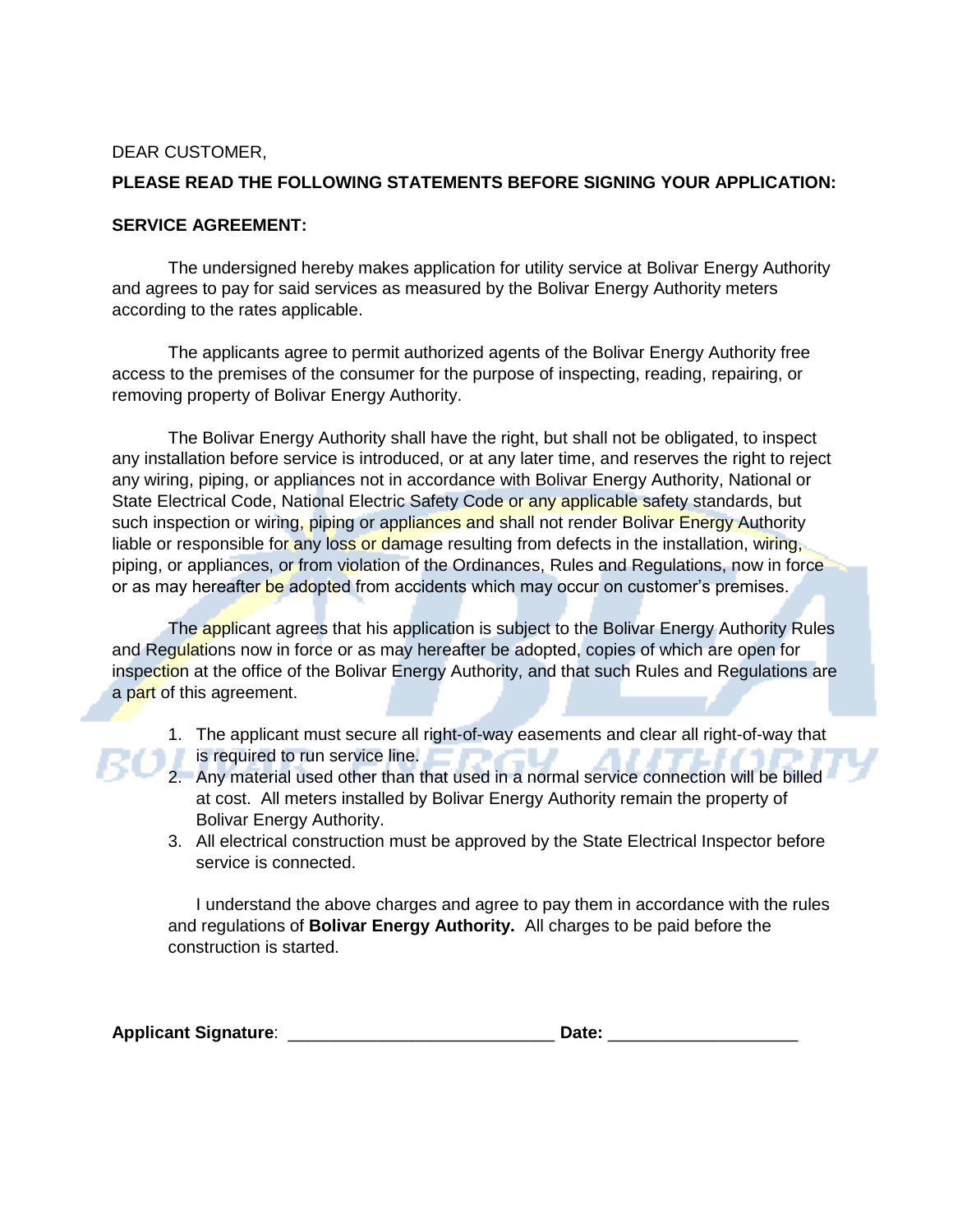DEAR CUSTOMER,

**PLEASE READ THE FOLLOWING STATEMENTS BEFORE SIGNING YOUR APPLICATION:**

**SERVICE AGREEMENT:**

The undersigned hereby makes application for utility service at Bolivar Energy Authority and agrees to pay for said services as measured by the Bolivar Energy Authority meters according to the rates applicable.

The applicants agree to permit authorized agents of the Bolivar Energy Authority free access to the premises of the consumer for the purpose of inspecting, reading, repairing, or removing property of Bolivar Energy Authority.

The Bolivar Energy Authority shall have the right, but shall not be obligated, to inspect any installation before service is introduced, or at any later time, and reserves the right to reject any wiring, piping, or appliances not in accordance with Bolivar Energy Authority, National or State Electrical Code, National Electric Safety Code or any applicable safety standards, but such inspection or wiring, piping or appliances and shall not render Bolivar Energy Authority liable or responsible for any loss or damage resulting from defects in the installation, wiring, piping, or appliances, or from violation of the Ordinances, Rules and Regulations, now in force or as may hereafter be adopted from accidents which may occur on customer's premises.

The applicant agrees that his application is subject to the Bolivar Energy Authority Rules and Regulations now in force or as may hereafter be adopted, copies of which are open for inspection at the office of the Bolivar Energy Authority, and that such Rules and Regulations are a part of this agreement.

1. The applicant must secure all right-of-way easements and clear all right-of-way that is required to run service line.
2. Any material used other than that used in a normal service connection will be billed at cost. All meters installed by Bolivar Energy Authority remain the property of Bolivar Energy Authority.
3. All electrical construction must be approved by the State Electrical Inspector before service is connected.

I understand the above charges and agree to pay them in accordance with the rules and regulations of **Bolivar Energy Authority.** All charges to be paid before the construction is started.

**Applicant Signature**: ___________________________ **Date:** ____________________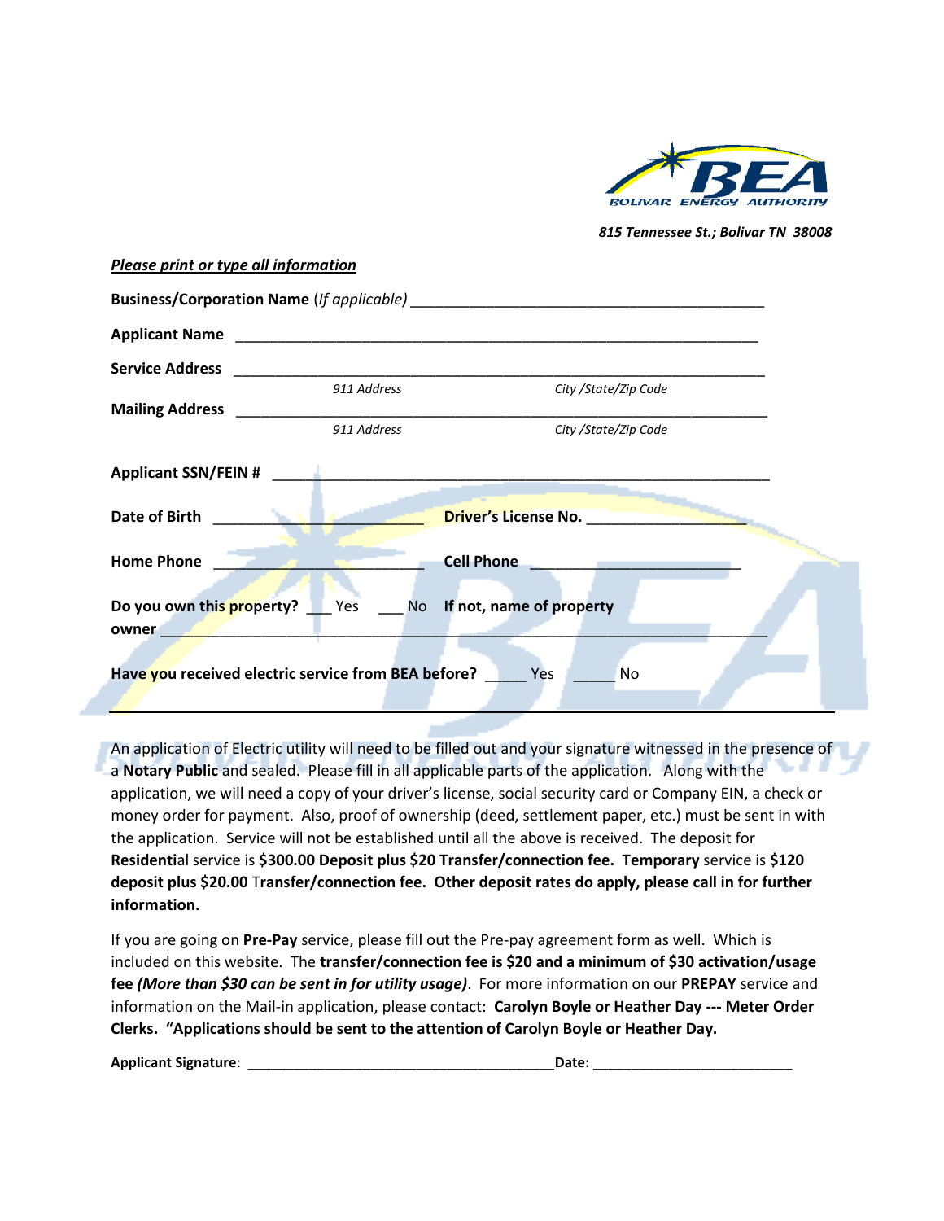BOLIVAR ENERGY AUTHORITY

*815 Tennessee St.; Bolivar TN 38008*

***Please print or type all information***

**Business/Corporation Name** (*If applicable*) ____________________________________________

**Applicant Name** ________________________________________________________________

**Service Address** ________________________________________________________________
*911 Address* *City /State/Zip Code*

**Mailing Address** ________________________________________________________________
*911 Address* *City /State/Zip Code*

**Applicant SSN/FEIN #** ____________________________________________________________

**Date of Birth** __________________________ **Driver's License No.** ____________________

**Home Phone** __________________________ **Cell Phone** __________________________

**Do you own this property?** ___ Yes ___ No **If not, name of property owner** ______________________________________________________________

**Have you received electric service from BEA before?** _____ Yes _____ No

---

An application of Electric utility will need to be filled out and your signature witnessed in the presence of a **Notary Public** and sealed. Please fill in all applicable parts of the application. Along with the application, we will need a copy of your driver's license, social security card or Company EIN, a check or money order for payment. Also, proof of ownership (deed, settlement paper, etc.) must be sent in with the application. Service will not be established until all the above is received. The deposit for **Residenti**al service is **$300.00 Deposit plus $20 Transfer/connection fee. Temporary** service is **$120 deposit plus $20.00** Transfer/connection fee. **Other deposit rates do apply, please call in for further information.**

If you are going on **Pre-Pay** service, please fill out the Pre-pay agreement form as well. Which is included on this website. The **transfer/connection fee is $20 and a minimum of $30 activation/usage fee *(More than $30 can be sent in for utility usage)***. For more information on our **PREPAY** service and information on the Mail-in application, please contact: **Carolyn Boyle or Heather Day --- Meter Order Clerks. "Applications should be sent to the attention of Carolyn Boyle or Heather Day.**

**Applicant Signature**: ________________________________________ **Date:** __________________________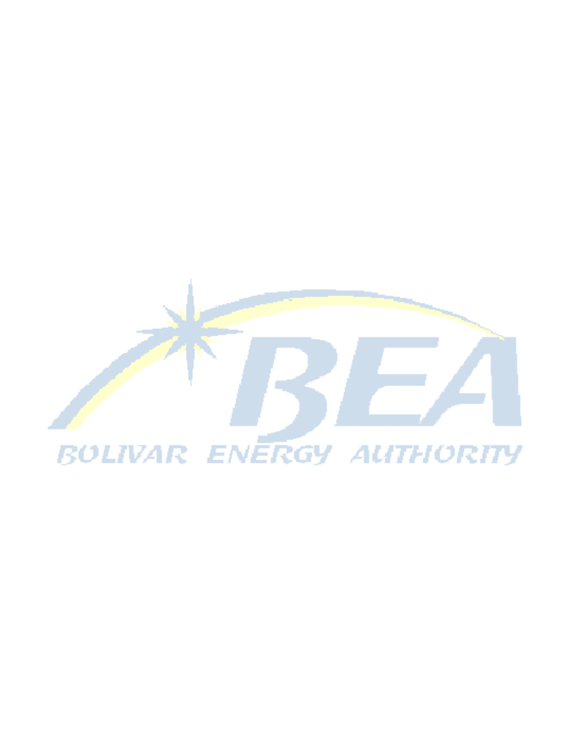BEA

BOLIVAR ENERGY AUTHORITY